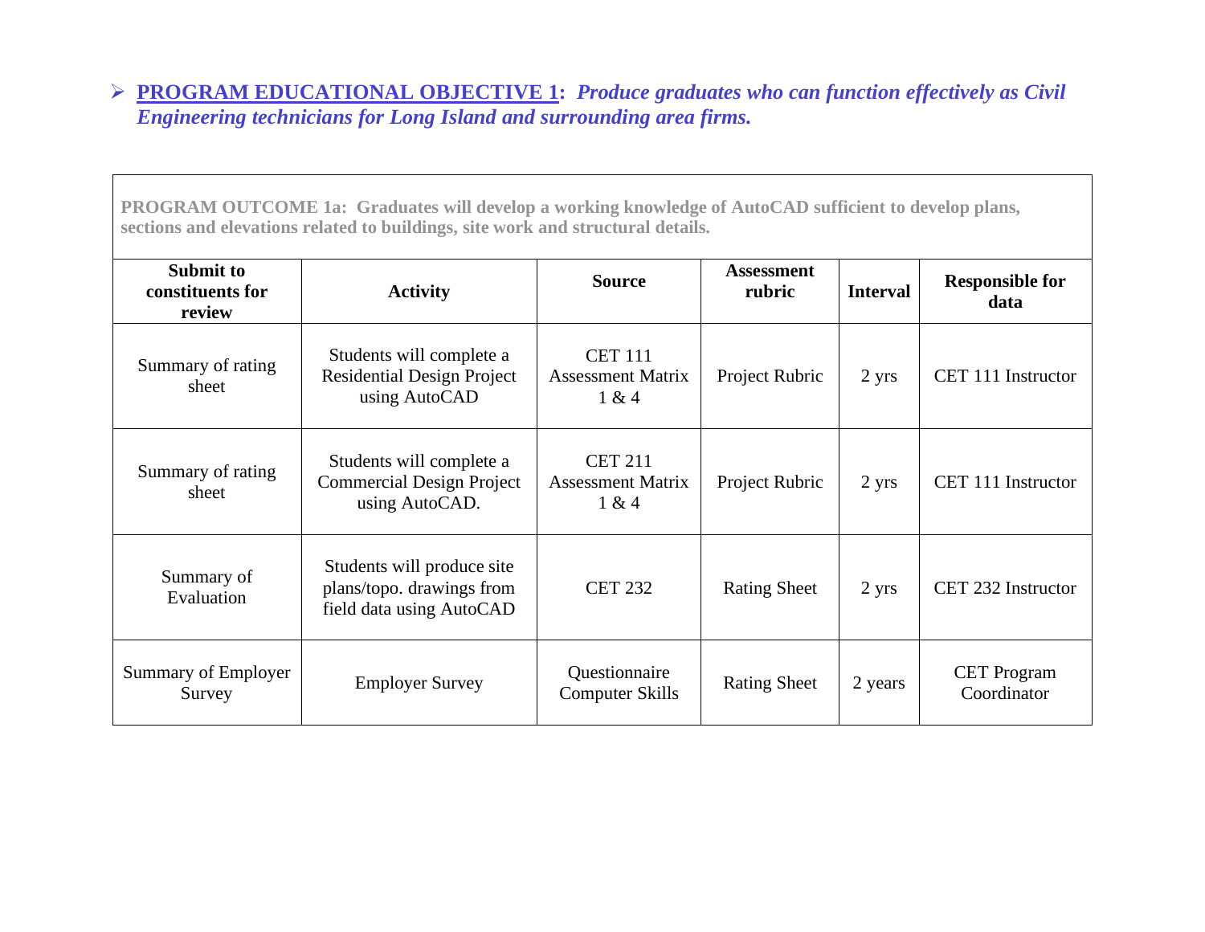- **PROGRAM EDUCATIONAL OBJECTIVE 1:** ***Produce graduates who can function effectively as Civil Engineering technicians for Long Island and surrounding area firms.***

| **PROGRAM OUTCOME 1a: Graduates will develop a working knowledge of AutoCAD sufficient to develop plans, sections and elevations related to buildings, site work and structural details.** | | | | | |
|---|---|---|---|---|---|
| **Submit to constituents for review** | **Activity** | **Source** | **Assessment rubric** | **Interval** | **Responsible for data** |
| Summary of rating sheet | Students will complete a Residential Design Project using AutoCAD | CET 111 Assessment Matrix 1 & 4 | Project Rubric | 2 yrs | CET 111 Instructor |
| Summary of rating sheet | Students will complete a Commercial Design Project using AutoCAD. | CET 211 Assessment Matrix 1 & 4 | Project Rubric | 2 yrs | CET 111 Instructor |
| Summary of Evaluation | Students will produce site plans/topo. drawings from field data using AutoCAD | CET 232 | Rating Sheet | 2 yrs | CET 232 Instructor |
| Summary of Employer Survey | Employer Survey | Questionnaire Computer Skills | Rating Sheet | 2 years | CET Program Coordinator |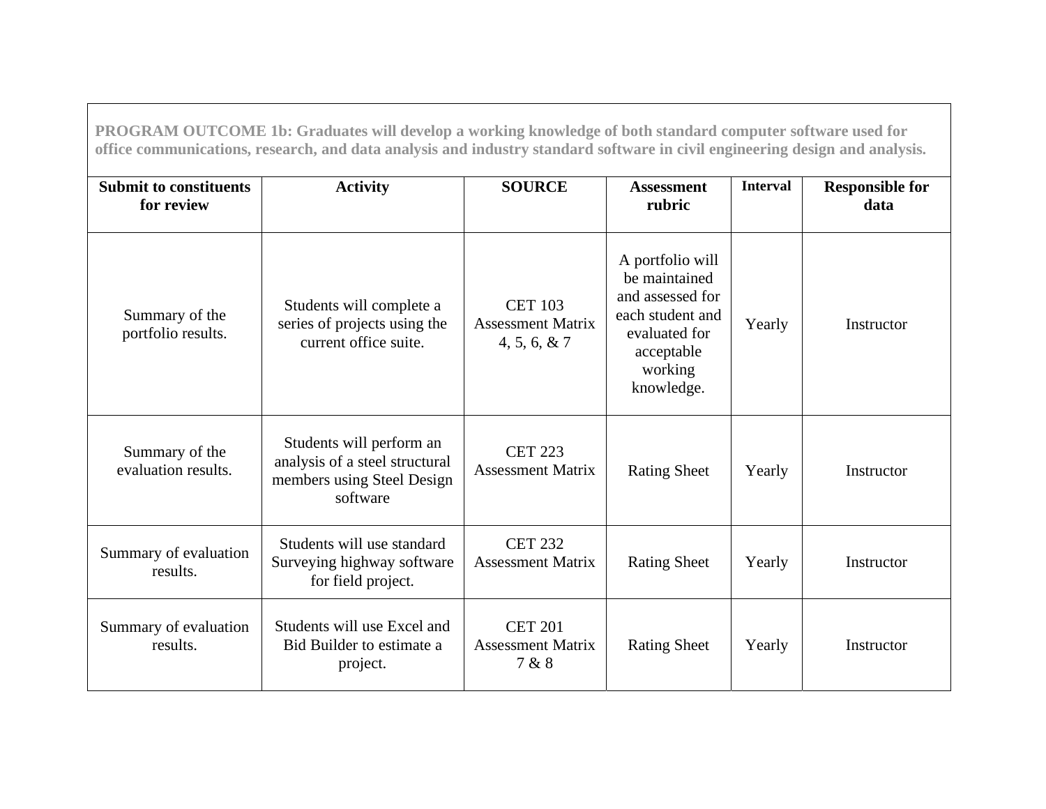| PROGRAM OUTCOME 1b: Graduates will develop a working knowledge of both standard computer software used for office communications, research, and data analysis and industry standard software in civil engineering design and analysis. | | | | | |
|---|---|---|---|---|---|
| **Submit to constituents for review** | **Activity** | **SOURCE** | **Assessment rubric** | **Interval** | **Responsible for data** |
| Summary of the portfolio results. | Students will complete a series of projects using the current office suite. | CET 103 Assessment Matrix 4, 5, 6, & 7 | A portfolio will be maintained and assessed for each student and evaluated for acceptable working knowledge. | Yearly | Instructor |
| Summary of the evaluation results. | Students will perform an analysis of a steel structural members using Steel Design software | CET 223 Assessment Matrix | Rating Sheet | Yearly | Instructor |
| Summary of evaluation results. | Students will use standard Surveying highway software for field project. | CET 232 Assessment Matrix | Rating Sheet | Yearly | Instructor |
| Summary of evaluation results. | Students will use Excel and Bid Builder to estimate a project. | CET 201 Assessment Matrix 7 & 8 | Rating Sheet | Yearly | Instructor |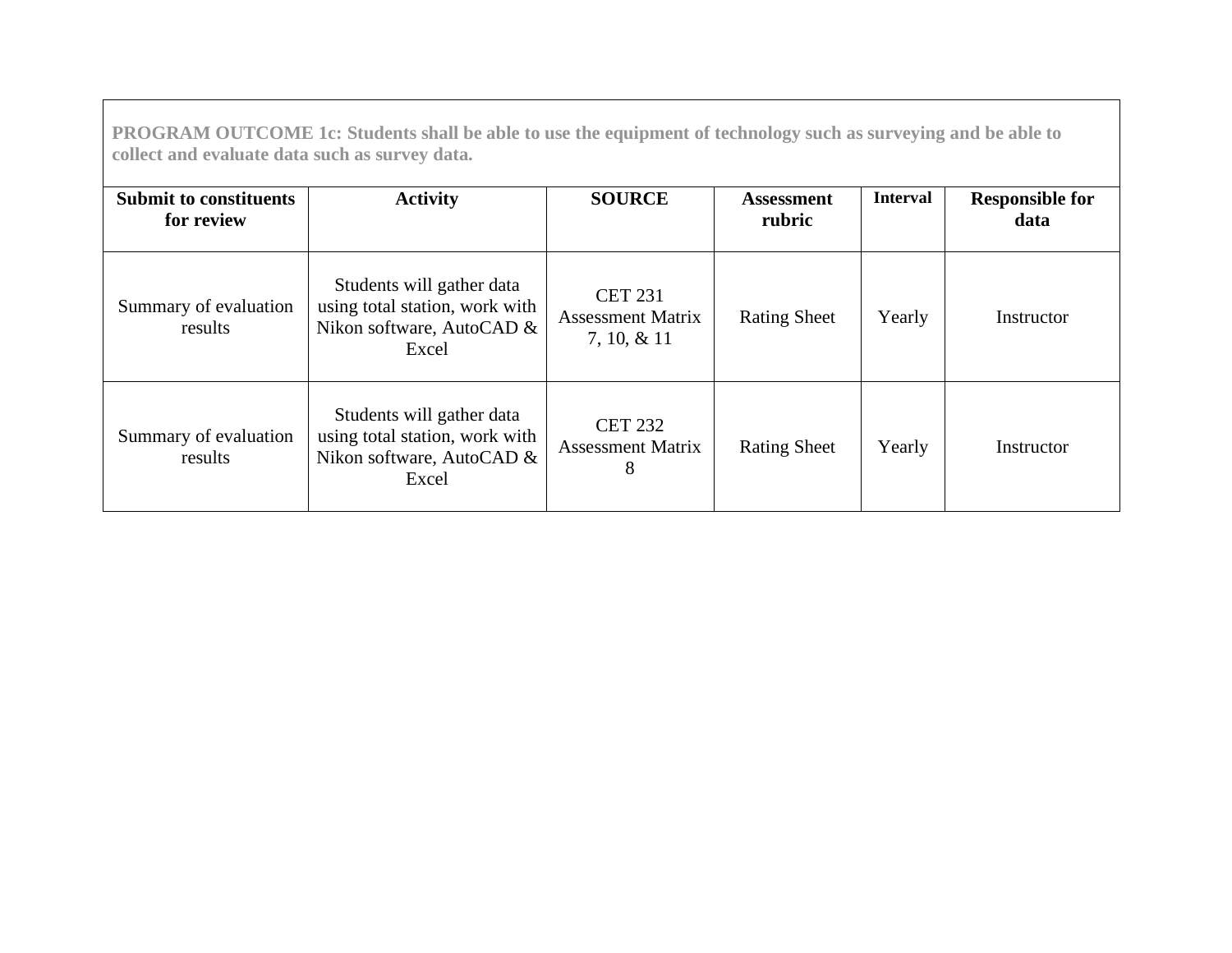**PROGRAM OUTCOME 1c: Students shall be able to use the equipment of technology such as surveying and be able to collect and evaluate data such as survey data.**

| Submit to constituents for review | Activity | SOURCE | Assessment rubric | Interval | Responsible for data |
|---|---|---|---|---|---|
| Summary of evaluation results | Students will gather data using total station, work with Nikon software, AutoCAD & Excel | CET 231 Assessment Matrix 7, 10, & 11 | Rating Sheet | Yearly | Instructor |
| Summary of evaluation results | Students will gather data using total station, work with Nikon software, AutoCAD & Excel | CET 232 Assessment Matrix 8 | Rating Sheet | Yearly | Instructor |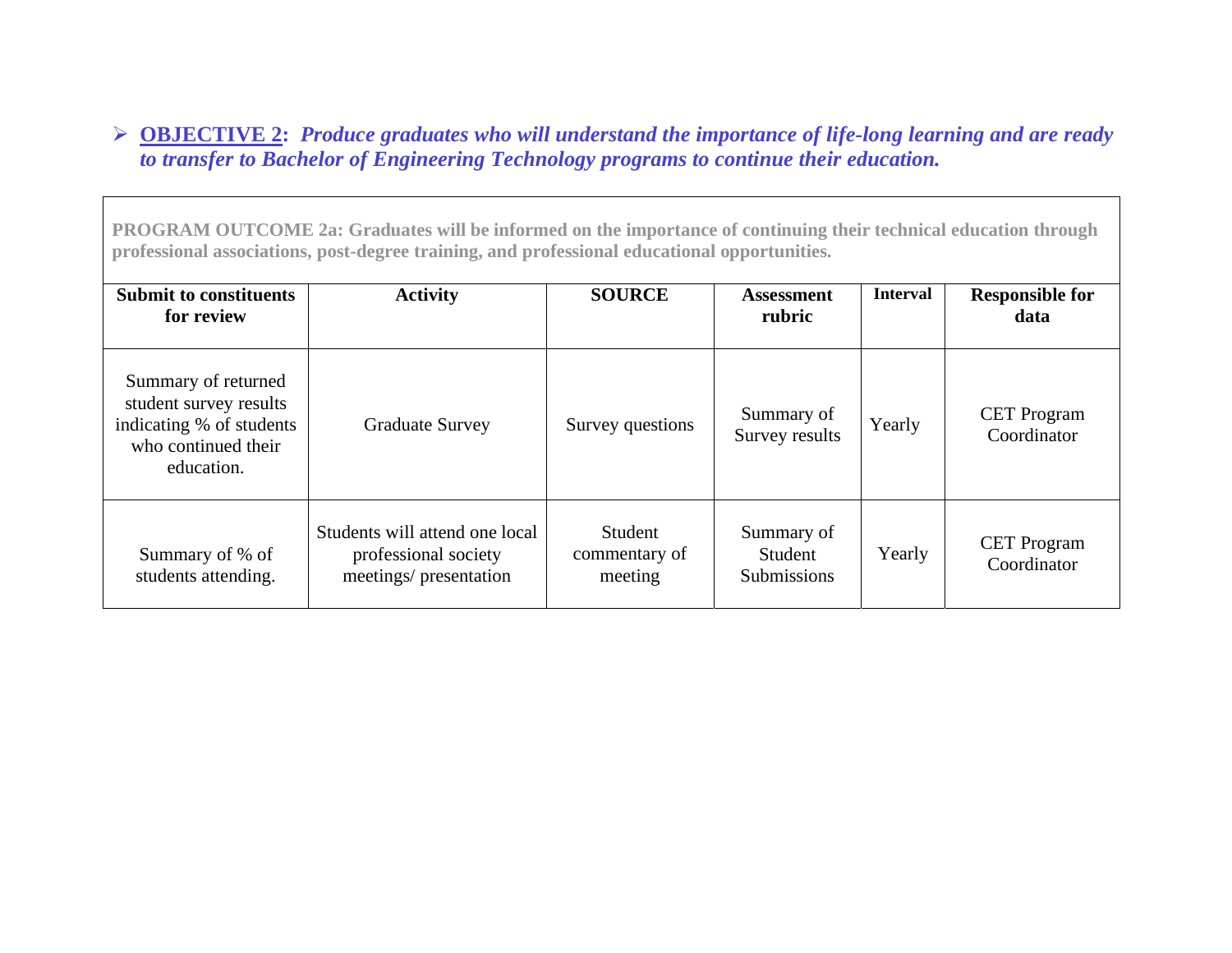- **OBJECTIVE 2:** ***Produce graduates who will understand the importance of life-long learning and are ready to transfer to Bachelor of Engineering Technology programs to continue their education.***

| PROGRAM OUTCOME 2a: Graduates will be informed on the importance of continuing their technical education through professional associations, post-degree training, and professional educational opportunities. | | | | | |
|---|---|---|---|---|---|
| **Submit to constituents for review** | **Activity** | **SOURCE** | **Assessment rubric** | **Interval** | **Responsible for data** |
| Summary of returned student survey results indicating % of students who continued their education. | Graduate Survey | Survey questions | Summary of Survey results | Yearly | CET Program Coordinator |
| Summary of % of students attending. | Students will attend one local professional society meetings/ presentation | Student commentary of meeting | Summary of Student Submissions | Yearly | CET Program Coordinator |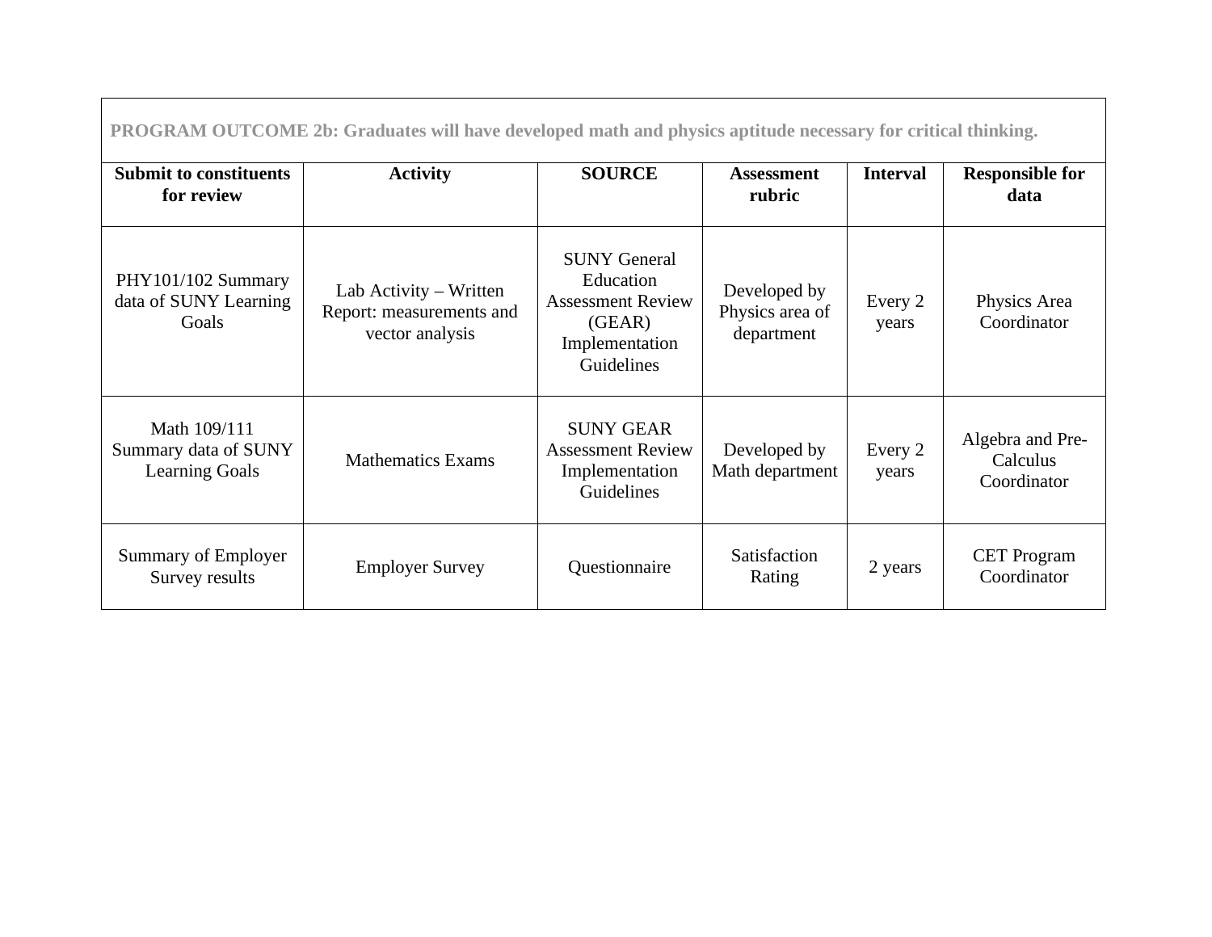**PROGRAM OUTCOME 2b: Graduates will have developed math and physics aptitude necessary for critical thinking.**

| Submit to constituents for review | Activity | SOURCE | Assessment rubric | Interval | Responsible for data |
|---|---|---|---|---|---|
| PHY101/102 Summary data of SUNY Learning Goals | Lab Activity – Written Report: measurements and vector analysis | SUNY General Education Assessment Review (GEAR) Implementation Guidelines | Developed by Physics area of department | Every 2 years | Physics Area Coordinator |
| Math 109/111 Summary data of SUNY Learning Goals | Mathematics Exams | SUNY GEAR Assessment Review Implementation Guidelines | Developed by Math department | Every 2 years | Algebra and Pre-Calculus Coordinator |
| Summary of Employer Survey results | Employer Survey | Questionnaire | Satisfaction Rating | 2 years | CET Program Coordinator |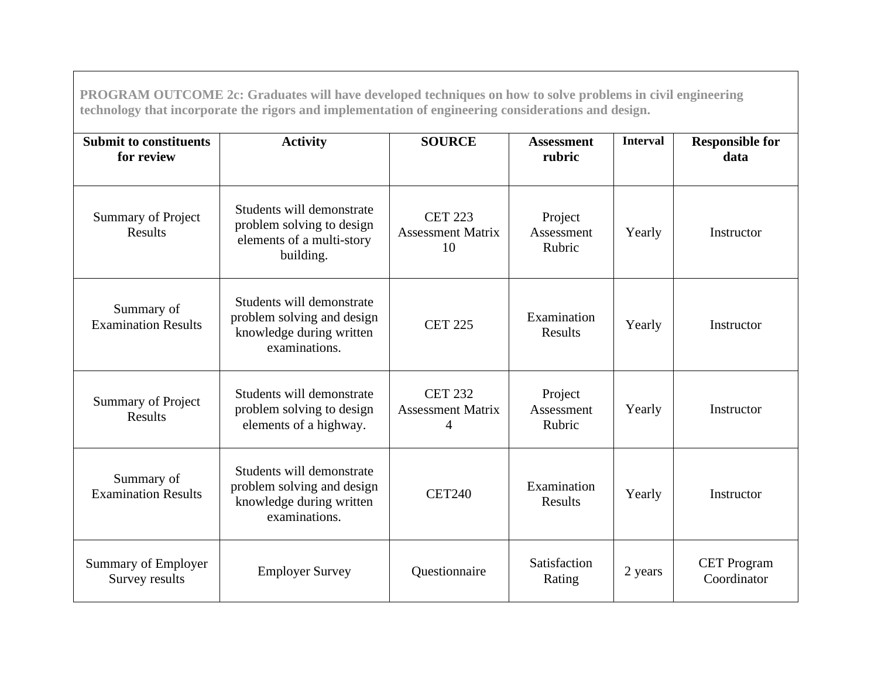**PROGRAM OUTCOME 2c: Graduates will have developed techniques on how to solve problems in civil engineering technology that incorporate the rigors and implementation of engineering considerations and design.**

| Submit to constituents for review | Activity | SOURCE | Assessment rubric | Interval | Responsible for data |
|---|---|---|---|---|---|
| Summary of Project Results | Students will demonstrate problem solving to design elements of a multi-story building. | CET 223 Assessment Matrix 10 | Project Assessment Rubric | Yearly | Instructor |
| Summary of Examination Results | Students will demonstrate problem solving and design knowledge during written examinations. | CET 225 | Examination Results | Yearly | Instructor |
| Summary of Project Results | Students will demonstrate problem solving to design elements of a highway. | CET 232 Assessment Matrix 4 | Project Assessment Rubric | Yearly | Instructor |
| Summary of Examination Results | Students will demonstrate problem solving and design knowledge during written examinations. | CET240 | Examination Results | Yearly | Instructor |
| Summary of Employer Survey results | Employer Survey | Questionnaire | Satisfaction Rating | 2 years | CET Program Coordinator |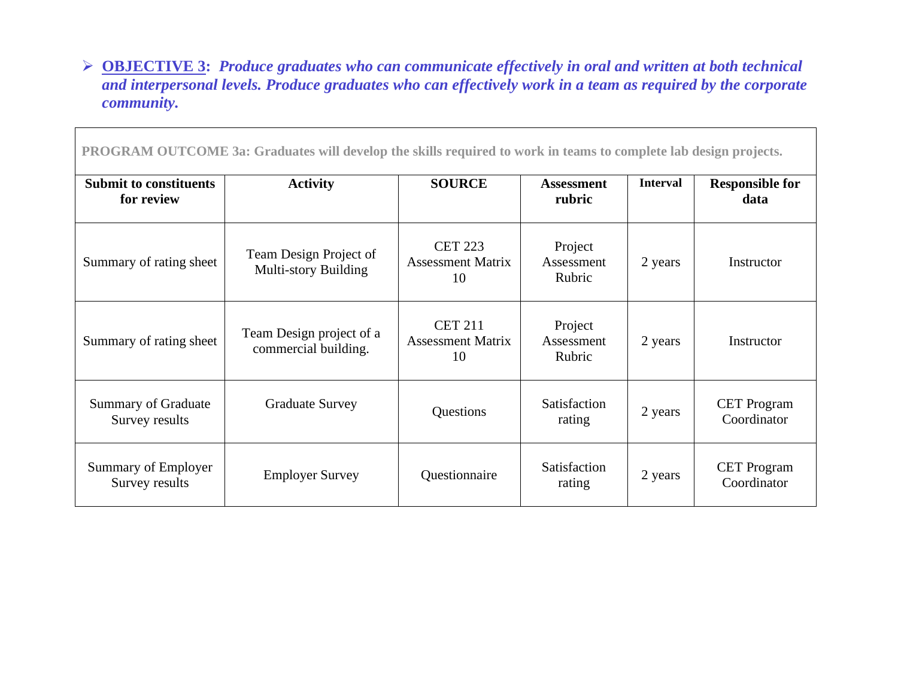- **OBJECTIVE 3:** ***Produce graduates who can communicate effectively in oral and written at both technical and interpersonal levels. Produce graduates who can effectively work in a team as required by the corporate community.***

| PROGRAM OUTCOME 3a: Graduates will develop the skills required to work in teams to complete lab design projects. | | | | | |
|---|---|---|---|---|---|
| **Submit to constituents for review** | **Activity** | **SOURCE** | **Assessment rubric** | **Interval** | **Responsible for data** |
| Summary of rating sheet | Team Design Project of Multi-story Building | CET 223 Assessment Matrix 10 | Project Assessment Rubric | 2 years | Instructor |
| Summary of rating sheet | Team Design project of a commercial building. | CET 211 Assessment Matrix 10 | Project Assessment Rubric | 2 years | Instructor |
| Summary of Graduate Survey results | Graduate Survey | Questions | Satisfaction rating | 2 years | CET Program Coordinator |
| Summary of Employer Survey results | Employer Survey | Questionnaire | Satisfaction rating | 2 years | CET Program Coordinator |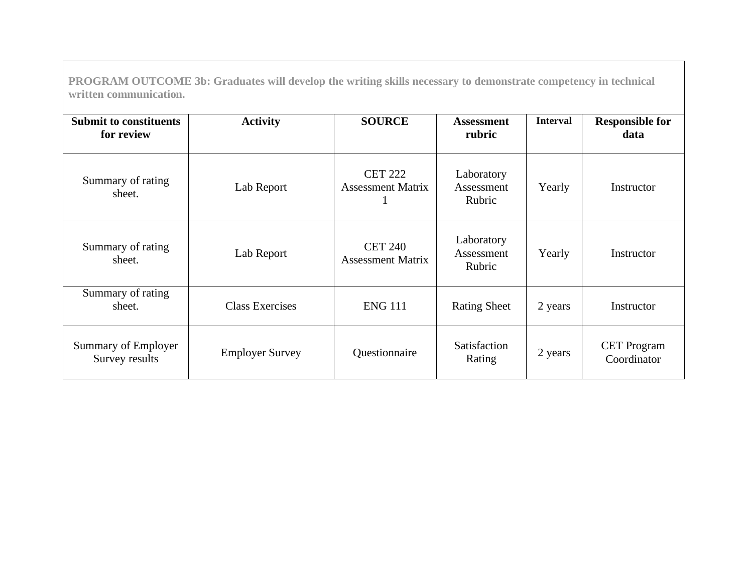| **PROGRAM OUTCOME 3b: Graduates will develop the writing skills necessary to demonstrate competency in technical written communication.** | | | | | |
|---|---|---|---|---|---|
| **Submit to constituents for review** | **Activity** | **SOURCE** | **Assessment rubric** | **Interval** | **Responsible for data** |
| Summary of rating sheet. | Lab Report | CET 222 Assessment Matrix 1 | Laboratory Assessment Rubric | Yearly | Instructor |
| Summary of rating sheet. | Lab Report | CET 240 Assessment Matrix | Laboratory Assessment Rubric | Yearly | Instructor |
| Summary of rating sheet. | Class Exercises | ENG 111 | Rating Sheet | 2 years | Instructor |
| Summary of Employer Survey results | Employer Survey | Questionnaire | Satisfaction Rating | 2 years | CET Program Coordinator |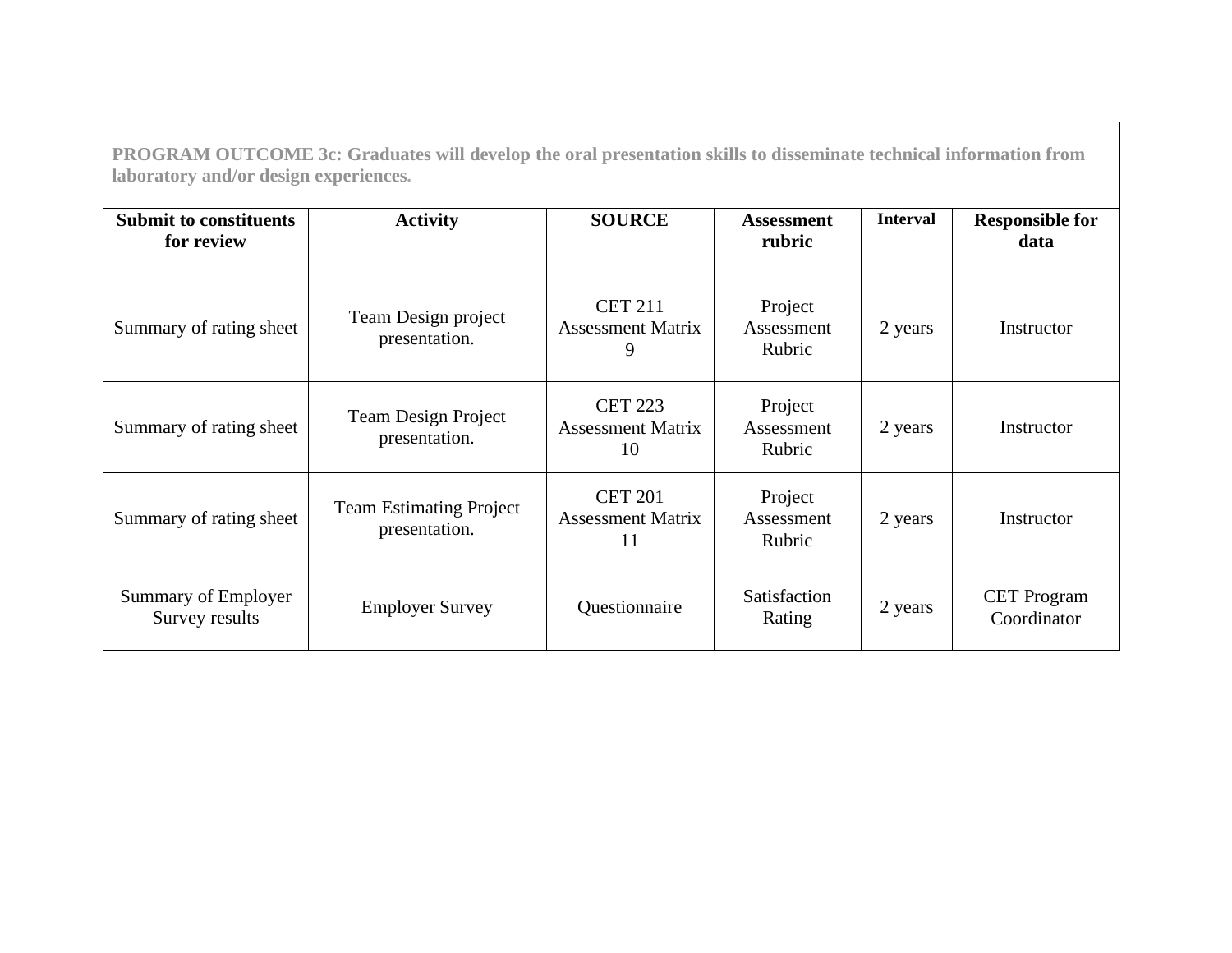| **PROGRAM OUTCOME 3c: Graduates will develop the oral presentation skills to disseminate technical information from laboratory and/or design experiences.** | | | | | |
|---|---|---|---|---|---|
| **Submit to constituents for review** | **Activity** | **SOURCE** | **Assessment rubric** | **Interval** | **Responsible for data** |
| Summary of rating sheet | Team Design project presentation. | CET 211 Assessment Matrix 9 | Project Assessment Rubric | 2 years | Instructor |
| Summary of rating sheet | Team Design Project presentation. | CET 223 Assessment Matrix 10 | Project Assessment Rubric | 2 years | Instructor |
| Summary of rating sheet | Team Estimating Project presentation. | CET 201 Assessment Matrix 11 | Project Assessment Rubric | 2 years | Instructor |
| Summary of Employer Survey results | Employer Survey | Questionnaire | Satisfaction Rating | 2 years | CET Program Coordinator |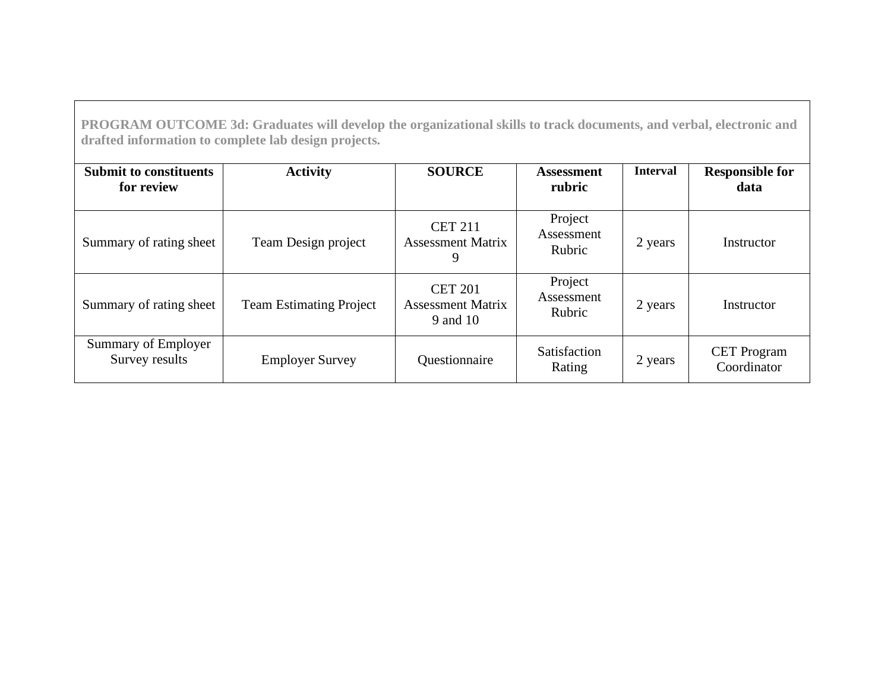**PROGRAM OUTCOME 3d: Graduates will develop the organizational skills to track documents, and verbal, electronic and drafted information to complete lab design projects.**

| Submit to constituents for review | Activity | SOURCE | Assessment rubric | Interval | Responsible for data |
|---|---|---|---|---|---|
| Summary of rating sheet | Team Design project | CET 211 Assessment Matrix 9 | Project Assessment Rubric | 2 years | Instructor |
| Summary of rating sheet | Team Estimating Project | CET 201 Assessment Matrix 9 and 10 | Project Assessment Rubric | 2 years | Instructor |
| Summary of Employer Survey results | Employer Survey | Questionnaire | Satisfaction Rating | 2 years | CET Program Coordinator |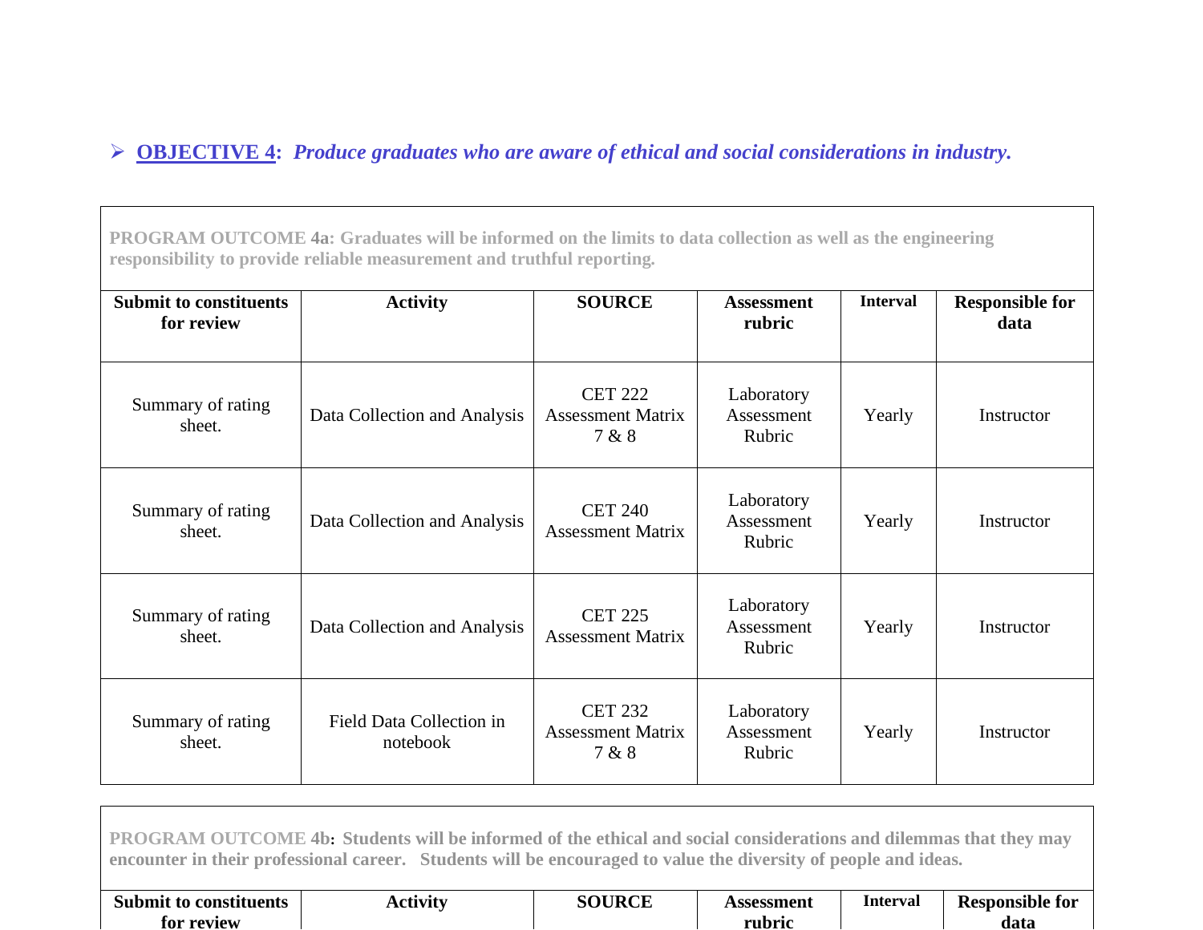➢ **OBJECTIVE 4**: ***Produce graduates who are aware of ethical and social considerations in industry.***

**PROGRAM OUTCOME 4a: Graduates will be informed on the limits to data collection as well as the engineering responsibility to provide reliable measurement and truthful reporting.**

| Submit to constituents for review | Activity | SOURCE | Assessment rubric | Interval | Responsible for data |
|---|---|---|---|---|---|
| Summary of rating sheet. | Data Collection and Analysis | CET 222 Assessment Matrix 7 & 8 | Laboratory Assessment Rubric | Yearly | Instructor |
| Summary of rating sheet. | Data Collection and Analysis | CET 240 Assessment Matrix | Laboratory Assessment Rubric | Yearly | Instructor |
| Summary of rating sheet. | Data Collection and Analysis | CET 225 Assessment Matrix | Laboratory Assessment Rubric | Yearly | Instructor |
| Summary of rating sheet. | Field Data Collection in notebook | CET 232 Assessment Matrix 7 & 8 | Laboratory Assessment Rubric | Yearly | Instructor |

**PROGRAM OUTCOME 4b: Students will be informed of the ethical and social considerations and dilemmas that they may encounter in their professional career. Students will be encouraged to value the diversity of people and ideas.**

| Submit to constituents for review | Activity | SOURCE | Assessment rubric | Interval | Responsible for data |
|---|---|---|---|---|---|